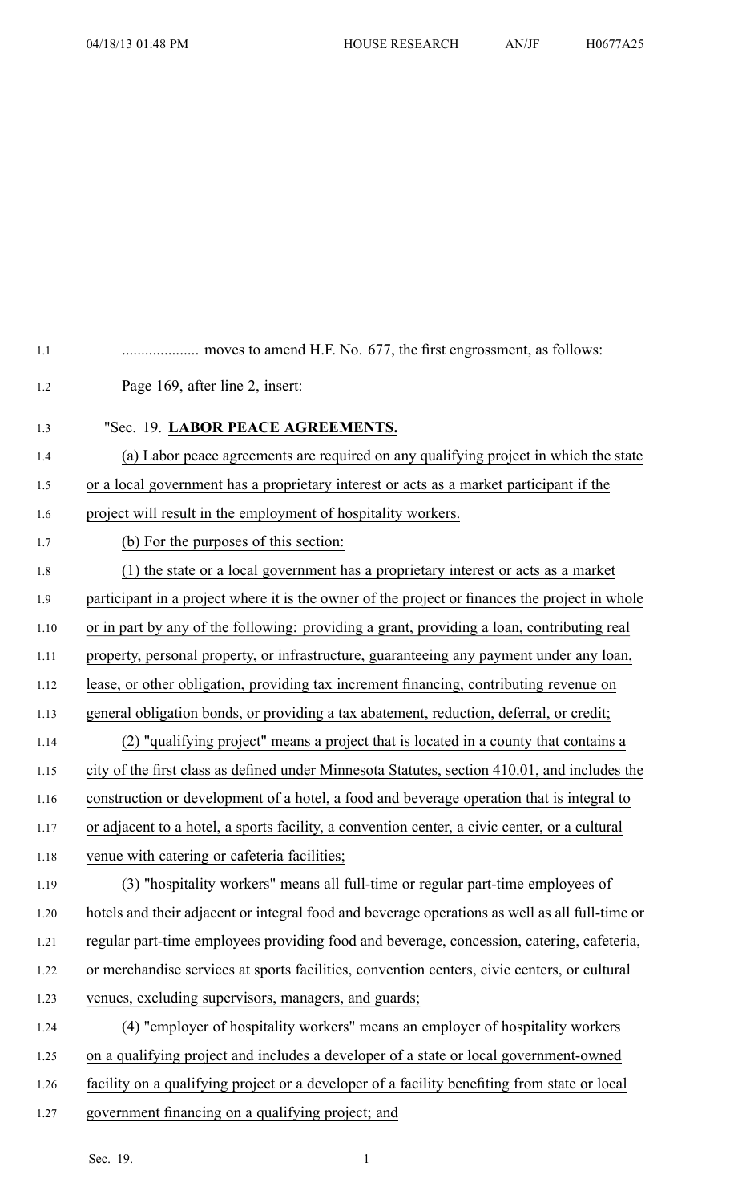.................... moves to amend H.F. No. 677, the first engrossment, as follows:

Page 169, after line 2, insert:

"Sec. 19. **LABOR PEACE AGREEMENTS.**

(a) Labor peace agreements are required on any qualifying project in which the state or a local government has a proprietary interest or acts as a market participant if the project will result in the employment of hospitality workers.

(b) For the purposes of this section:

(1) the state or a local government has a proprietary interest or acts as a market participant in a project where it is the owner of the project or finances the project in whole or in part by any of the following: providing a grant, providing a loan, contributing real property, personal property, or infrastructure, guaranteeing any payment under any loan, lease, or other obligation, providing tax increment financing, contributing revenue on general obligation bonds, or providing a tax abatement, reduction, deferral, or credit;

(2) "qualifying project" means a project that is located in a county that contains a city of the first class as defined under Minnesota Statutes, section 410.01, and includes the construction or development of a hotel, a food and beverage operation that is integral to or adjacent to a hotel, a sports facility, a convention center, a civic center, or a cultural venue with catering or cafeteria facilities;

(3) "hospitality workers" means all full-time or regular part-time employees of hotels and their adjacent or integral food and beverage operations as well as all full-time or regular part-time employees providing food and beverage, concession, catering, cafeteria, or merchandise services at sports facilities, convention centers, civic centers, or cultural venues, excluding supervisors, managers, and guards;

(4) "employer of hospitality workers" means an employer of hospitality workers on a qualifying project and includes a developer of a state or local government-owned facility on a qualifying project or a developer of a facility benefiting from state or local government financing on a qualifying project; and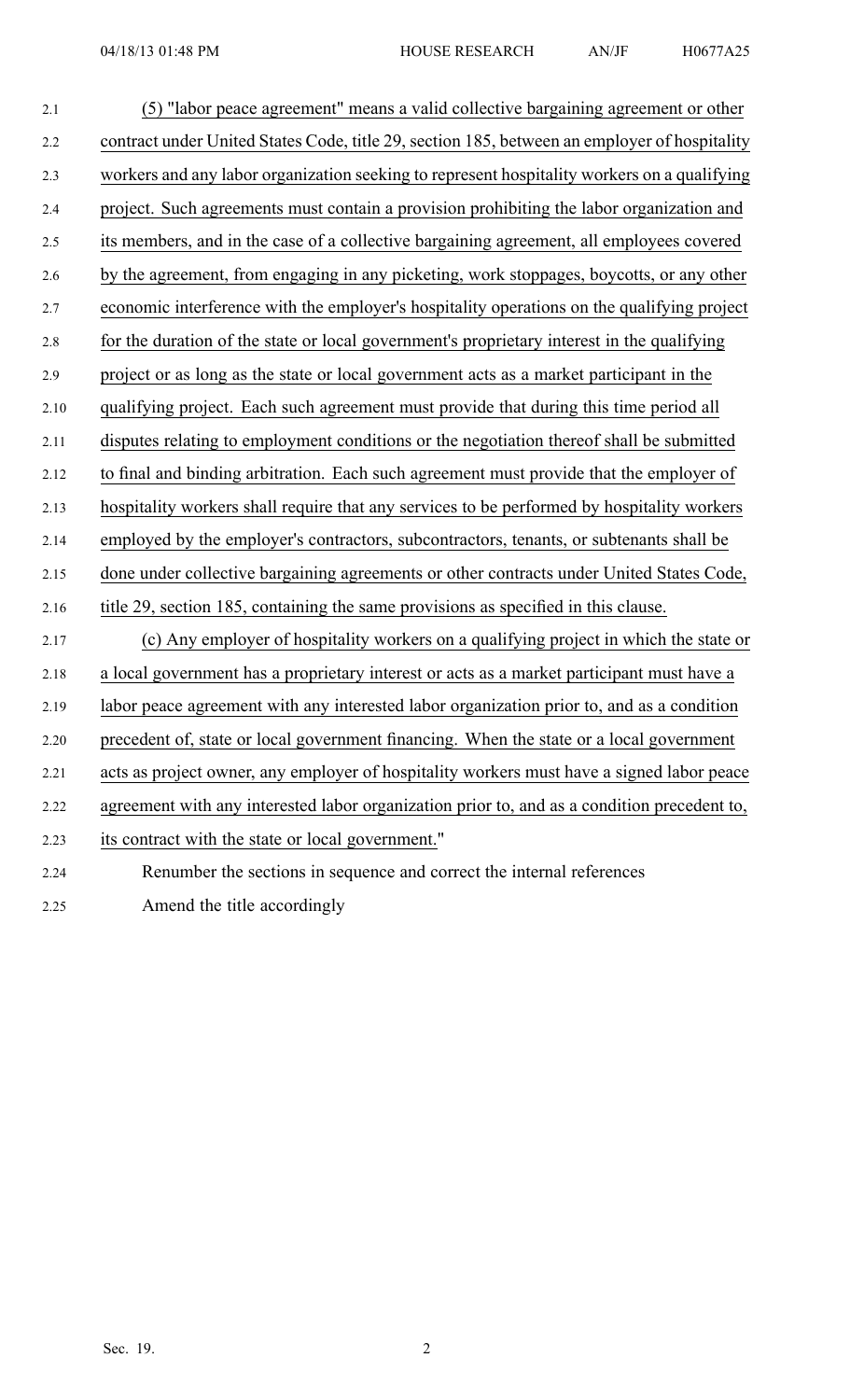(5) "labor peace agreement" means a valid collective bargaining agreement or other contract under United States Code, title 29, section 185, between an employer of hospitality workers and any labor organization seeking to represent hospitality workers on a qualifying project. Such agreements must contain a provision prohibiting the labor organization and its members, and in the case of a collective bargaining agreement, all employees covered by the agreement, from engaging in any picketing, work stoppages, boycotts, or any other economic interference with the employer's hospitality operations on the qualifying project for the duration of the state or local government's proprietary interest in the qualifying project or as long as the state or local government acts as a market participant in the qualifying project. Each such agreement must provide that during this time period all disputes relating to employment conditions or the negotiation thereof shall be submitted to final and binding arbitration. Each such agreement must provide that the employer of hospitality workers shall require that any services to be performed by hospitality workers employed by the employer's contractors, subcontractors, tenants, or subtenants shall be done under collective bargaining agreements or other contracts under United States Code, title 29, section 185, containing the same provisions as specified in this clause.

(c) Any employer of hospitality workers on a qualifying project in which the state or a local government has a proprietary interest or acts as a market participant must have a labor peace agreement with any interested labor organization prior to, and as a condition precedent of, state or local government financing. When the state or a local government acts as project owner, any employer of hospitality workers must have a signed labor peace agreement with any interested labor organization prior to, and as a condition precedent to, its contract with the state or local government."

Renumber the sections in sequence and correct the internal references

Amend the title accordingly